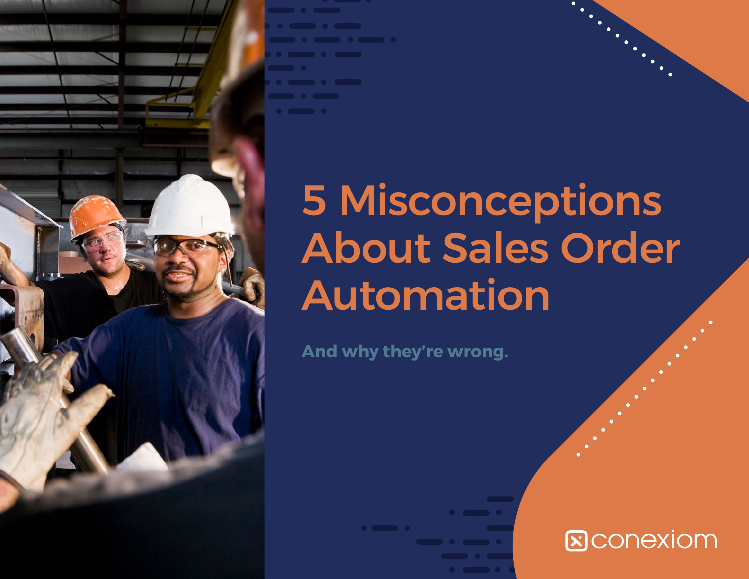# 5 Misconceptions About Sales Order Automation

**And why they're wrong.**

conexiom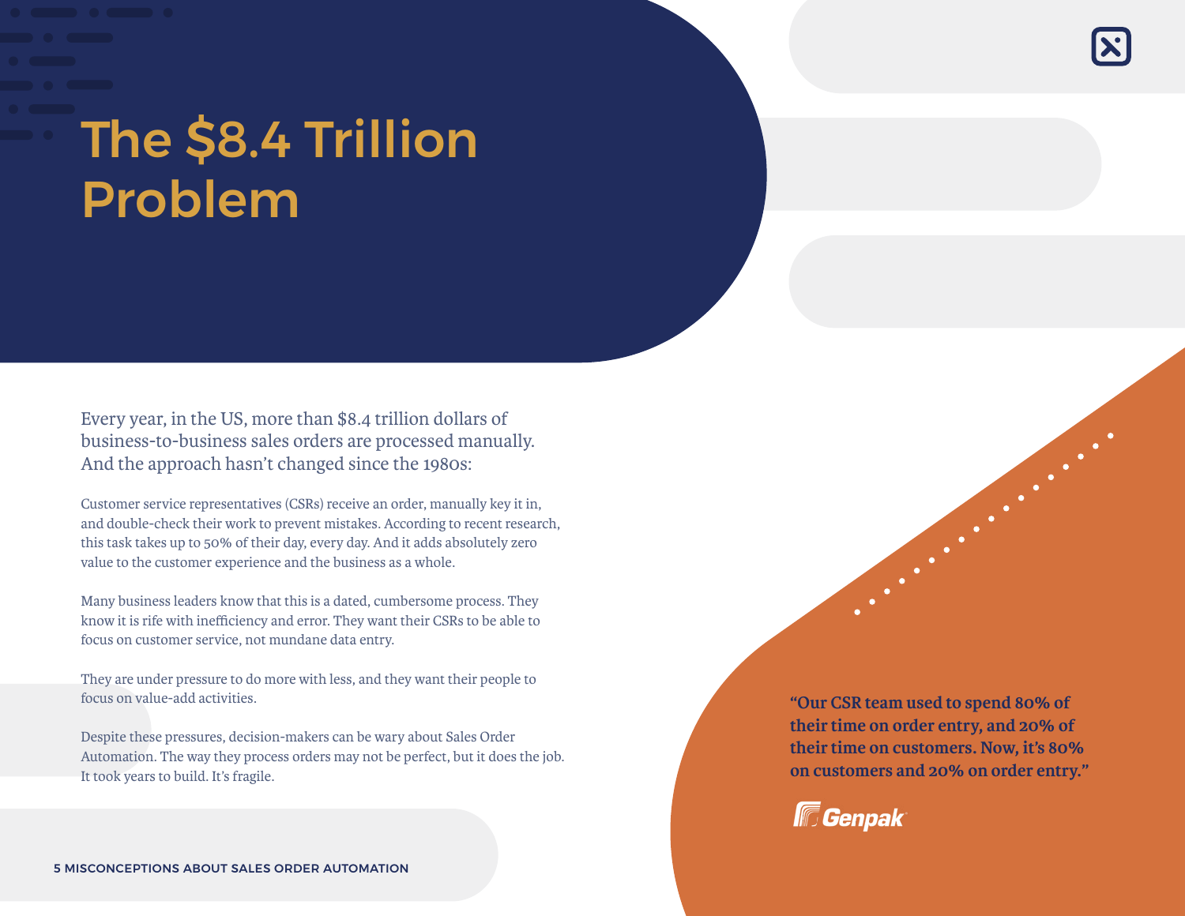# The $8.4 Trillion Problem

Every year, in the US, more than $8.4 trillion dollars of business-to-business sales orders are processed manually. And the approach hasn't changed since the 1980s:

Customer service representatives (CSRs) receive an order, manually key it in, and double-check their work to prevent mistakes. According to recent research, this task takes up to 50% of their day, every day. And it adds absolutely zero value to the customer experience and the business as a whole.

Many business leaders know that this is a dated, cumbersome process. They know it is rife with inefficiency and error. They want their CSRs to be able to focus on customer service, not mundane data entry.

They are under pressure to do more with less, and they want their people to focus on value-add activities.

Despite these pressures, decision-makers can be wary about Sales Order Automation. The way they process orders may not be perfect, but it does the job. It took years to build. It's fragile.

> **"Our CSR team used to spend 80% of their time on order entry, and 20% of their time on customers. Now, it's 80% on customers and 20% on order entry."**
>
> Genpak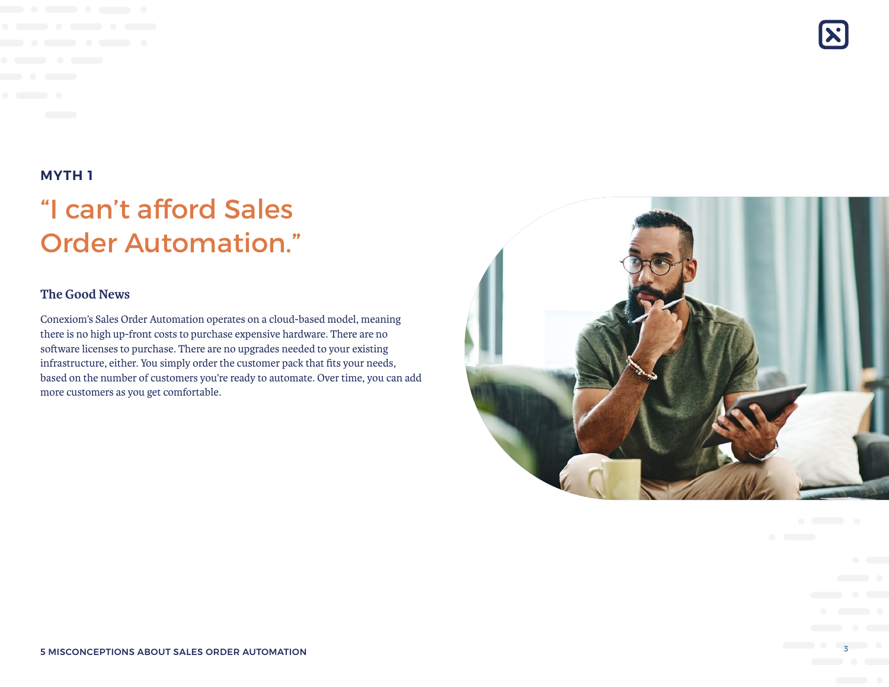MYTH 1

# "I can't afford Sales Order Automation."

### The Good News

Conexiom's Sales Order Automation operates on a cloud-based model, meaning there is no high up-front costs to purchase expensive hardware. There are no software licenses to purchase. There are no upgrades needed to your existing infrastructure, either. You simply order the customer pack that fits your needs, based on the number of customers you're ready to automate. Over time, you can add more customers as you get comfortable.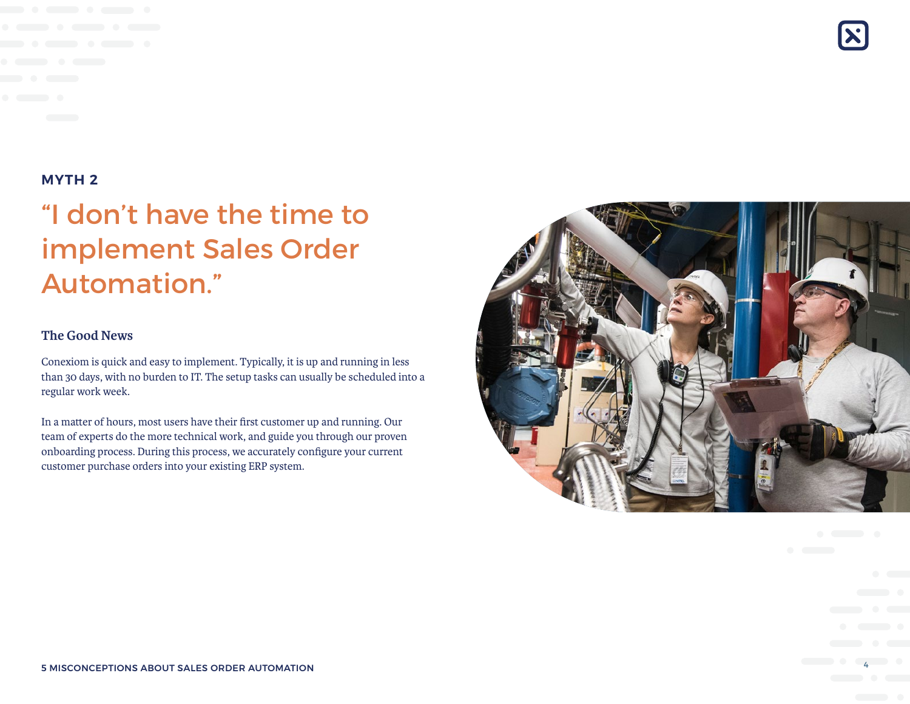## MYTH 2

# "I don't have the time to implement Sales Order Automation."

### The Good News

Conexiom is quick and easy to implement. Typically, it is up and running in less than 30 days, with no burden to IT. The setup tasks can usually be scheduled into a regular work week.

In a matter of hours, most users have their first customer up and running. Our team of experts do the more technical work, and guide you through our proven onboarding process. During this process, we accurately configure your current customer purchase orders into your existing ERP system.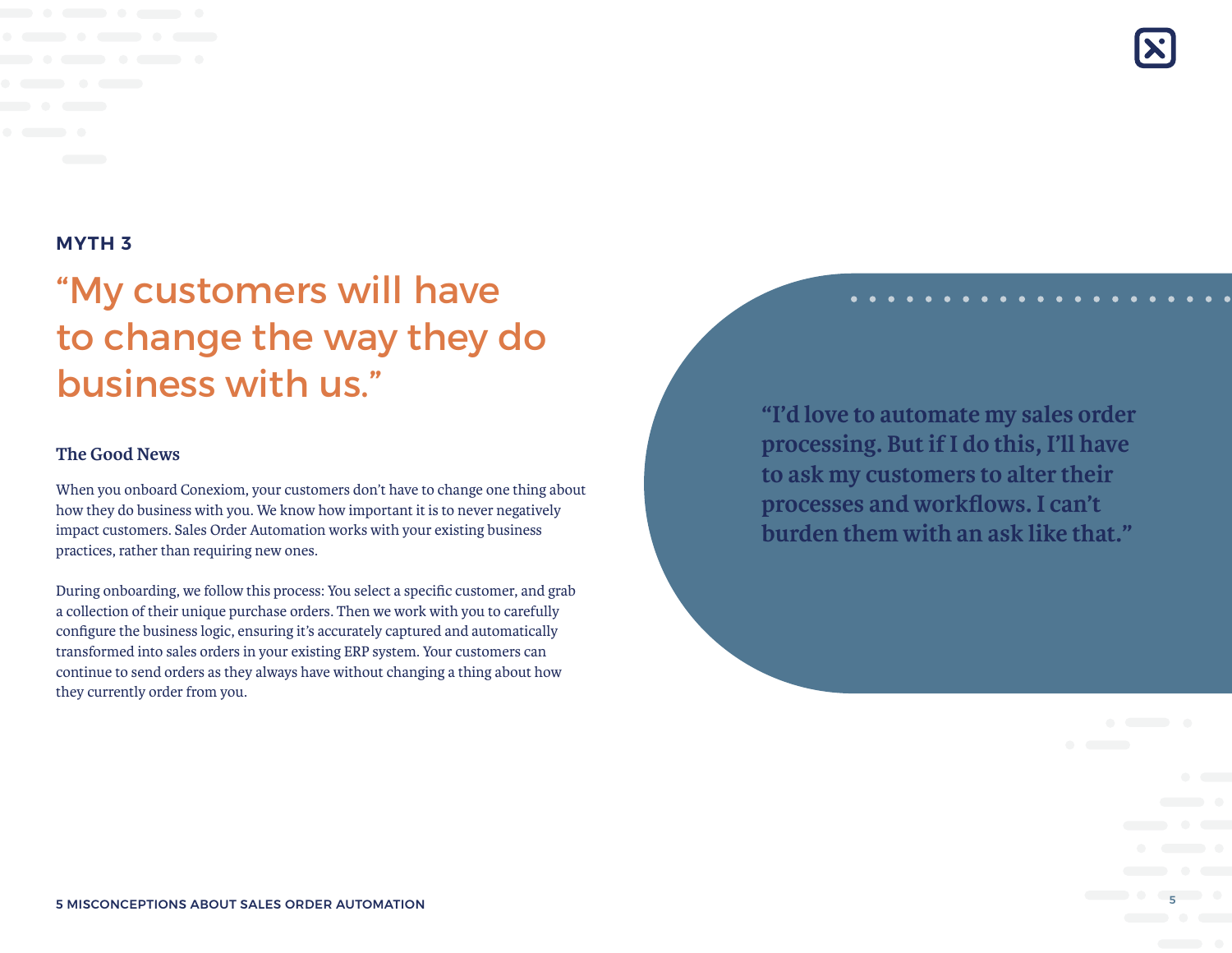MYTH 3

# “My customers will have to change the way they do business with us.”

### The Good News

When you onboard Conexiom, your customers don’t have to change one thing about how they do business with you. We know how important it is to never negatively impact customers. Sales Order Automation works with your existing business practices, rather than requiring new ones.

During onboarding, we follow this process: You select a specific customer, and grab a collection of their unique purchase orders. Then we work with you to carefully configure the business logic, ensuring it’s accurately captured and automatically transformed into sales orders in your existing ERP system. Your customers can continue to send orders as they always have without changing a thing about how they currently order from you.

**“I’d love to automate my sales order processing. But if I do this, I’ll have to ask my customers to alter their processes and workflows. I can’t burden them with an ask like that.”**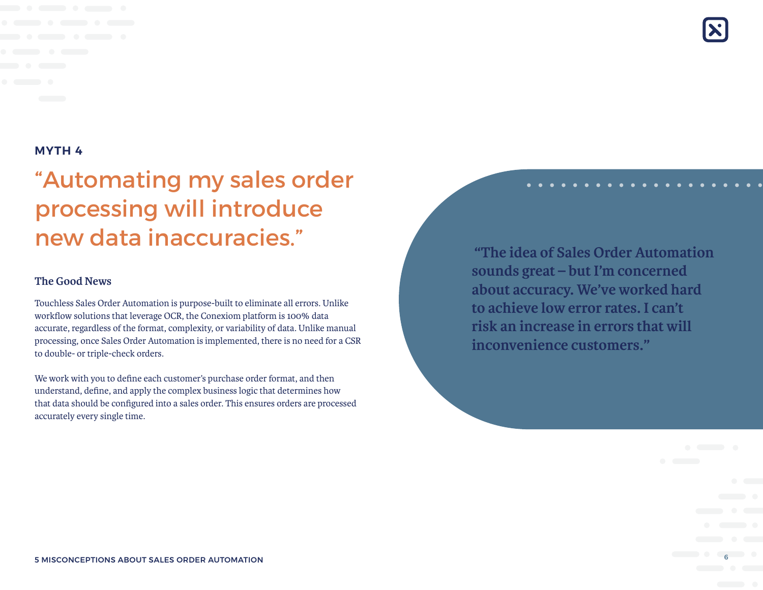MYTH 4

## “Automating my sales order processing will introduce new data inaccuracies.”

### The Good News

Touchless Sales Order Automation is purpose-built to eliminate all errors. Unlike workflow solutions that leverage OCR, the Conexiom platform is 100% data accurate, regardless of the format, complexity, or variability of data. Unlike manual processing, once Sales Order Automation is implemented, there is no need for a CSR to double- or triple-check orders.

We work with you to define each customer’s purchase order format, and then understand, define, and apply the complex business logic that determines how that data should be configured into a sales order. This ensures orders are processed accurately every single time.

> **“The idea of Sales Order Automation sounds great – but I’m concerned about accuracy. We’ve worked hard to achieve low error rates. I can’t risk an increase in errors that will inconvenience customers.”**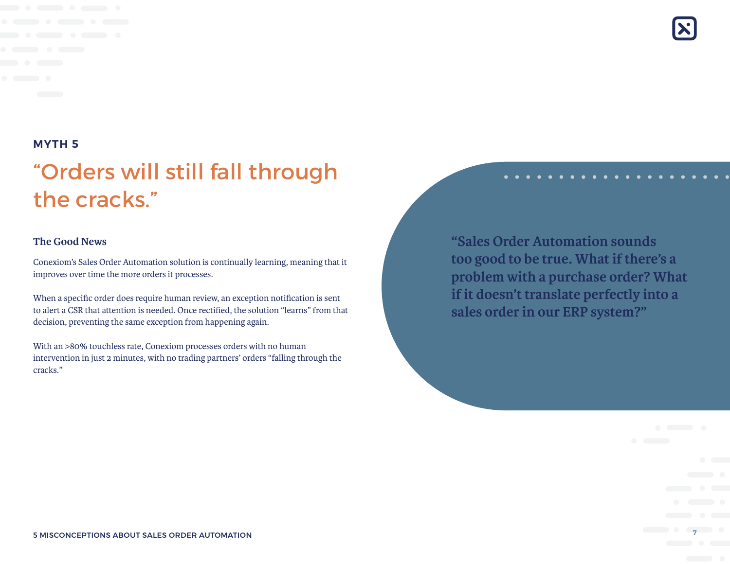MYTH 5

# “Orders will still fall through the cracks.”

### The Good News

Conexiom’s Sales Order Automation solution is continually learning, meaning that it improves over time the more orders it processes.

When a specific order does require human review, an exception notification is sent to alert a CSR that attention is needed. Once rectified, the solution “learns” from that decision, preventing the same exception from happening again.

With an >80% touchless rate, Conexiom processes orders with no human intervention in just 2 minutes, with no trading partners’ orders “falling through the cracks.”

**“Sales Order Automation sounds too good to be true. What if there’s a problem with a purchase order? What if it doesn’t translate perfectly into a sales order in our ERP system?”**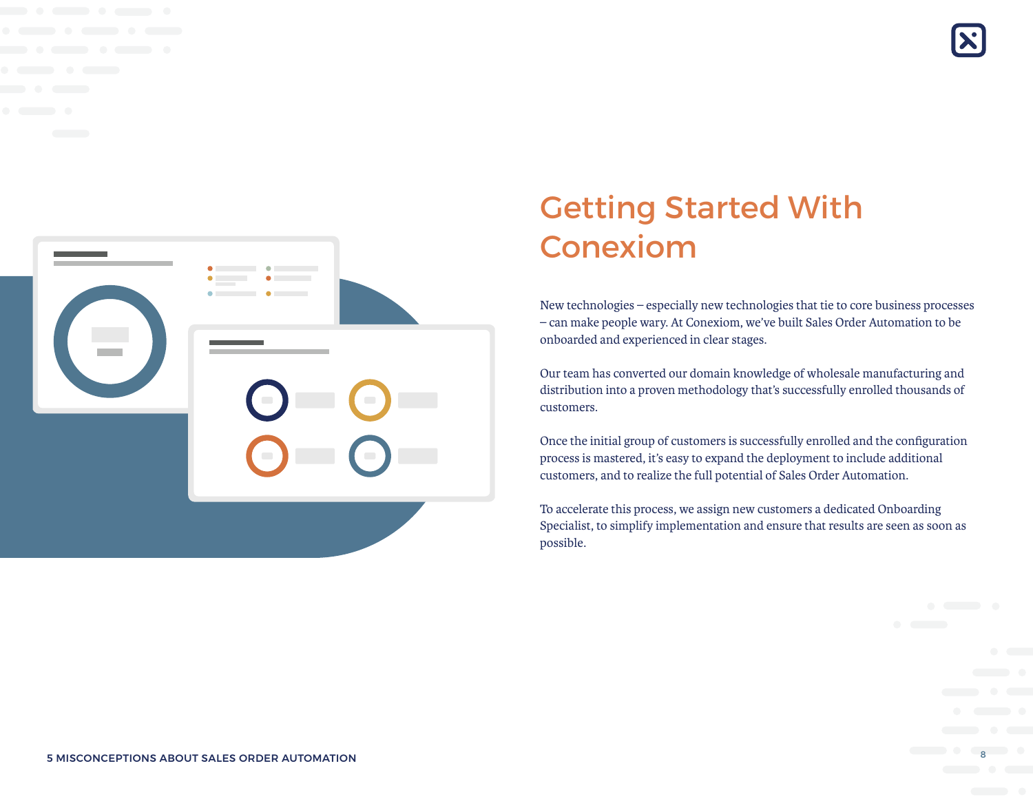# Getting Started With Conexiom

New technologies – especially new technologies that tie to core business processes – can make people wary. At Conexiom, we've built Sales Order Automation to be onboarded and experienced in clear stages.

Our team has converted our domain knowledge of wholesale manufacturing and distribution into a proven methodology that's successfully enrolled thousands of customers.

Once the initial group of customers is successfully enrolled and the configuration process is mastered, it's easy to expand the deployment to include additional customers, and to realize the full potential of Sales Order Automation.

To accelerate this process, we assign new customers a dedicated Onboarding Specialist, to simplify implementation and ensure that results are seen as soon as possible.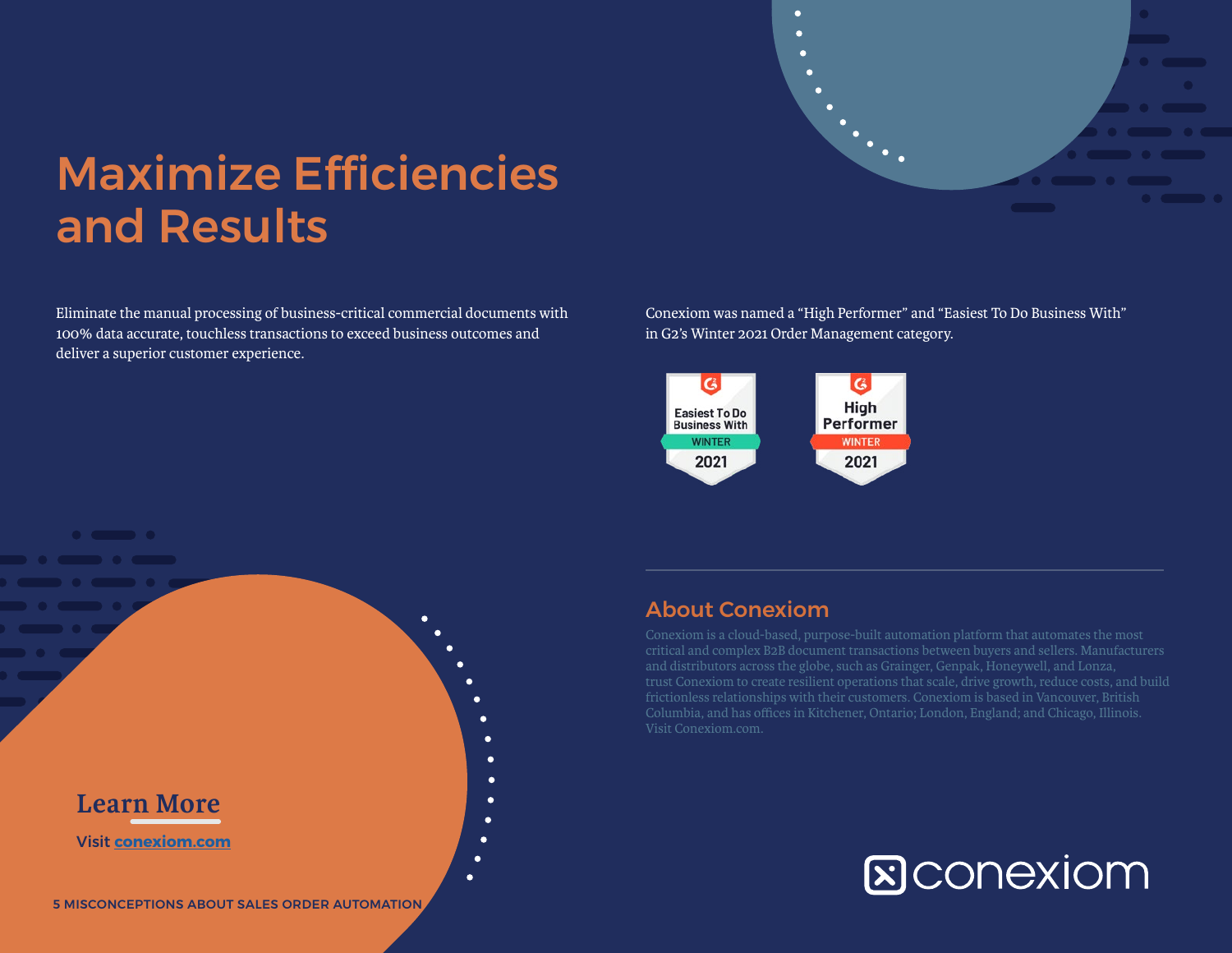# Maximize Efficiencies and Results

Eliminate the manual processing of business-critical commercial documents with 100% data accurate, touchless transactions to exceed business outcomes and deliver a superior customer experience.

Conexiom was named a “High Performer” and “Easiest To Do Business With” in G2’s Winter 2021 Order Management category.

Easiest To Do Business With WINTER 2021

High Performer WINTER 2021

## About Conexiom

Conexiom is a cloud-based, purpose-built automation platform that automates the most critical and complex B2B document transactions between buyers and sellers. Manufacturers and distributors across the globe, such as Grainger, Genpak, Honeywell, and Lonza, trust Conexiom to create resilient operations that scale, drive growth, reduce costs, and build frictionless relationships with their customers. Conexiom is based in Vancouver, British Columbia, and has offices in Kitchener, Ontario; London, England; and Chicago, Illinois. Visit Conexiom.com.

## Learn More

Visit conexiom.com

conexiom